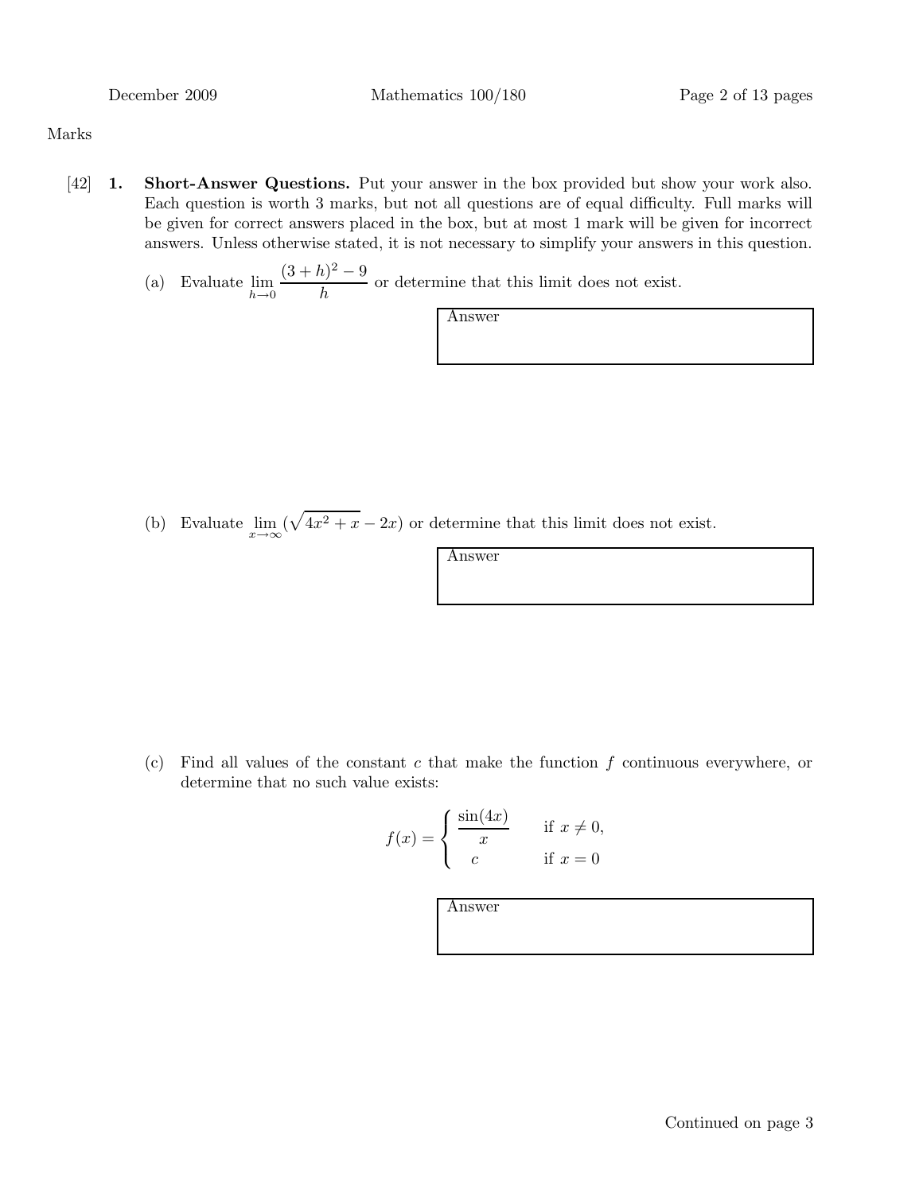Marks

[42] **1. Short-Answer Questions.** Put your answer in the box provided but show your work also. Each question is worth 3 marks, but not all questions are of equal difficulty. Full marks will be given for correct answers placed in the box, but at most 1 mark will be given for incorrect answers. Unless otherwise stated, it is not necessary to simplify your answers in this question.

(a) Evaluate $\lim_{h \to 0} \frac{(3+h)^2 - 9}{h}$ or determine that this limit does not exist.

Answer

(b) Evaluate $\lim_{x \to \infty} (\sqrt{4x^2 + x} - 2x)$ or determine that this limit does not exist.

Answer

(c) Find all values of the constant $c$ that make the function $f$ continuous everywhere, or determine that no such value exists:

$$f(x) = \begin{cases} \frac{\sin(4x)}{x} & \text{if } x \neq 0, \\ c & \text{if } x = 0 \end{cases}$$

Answer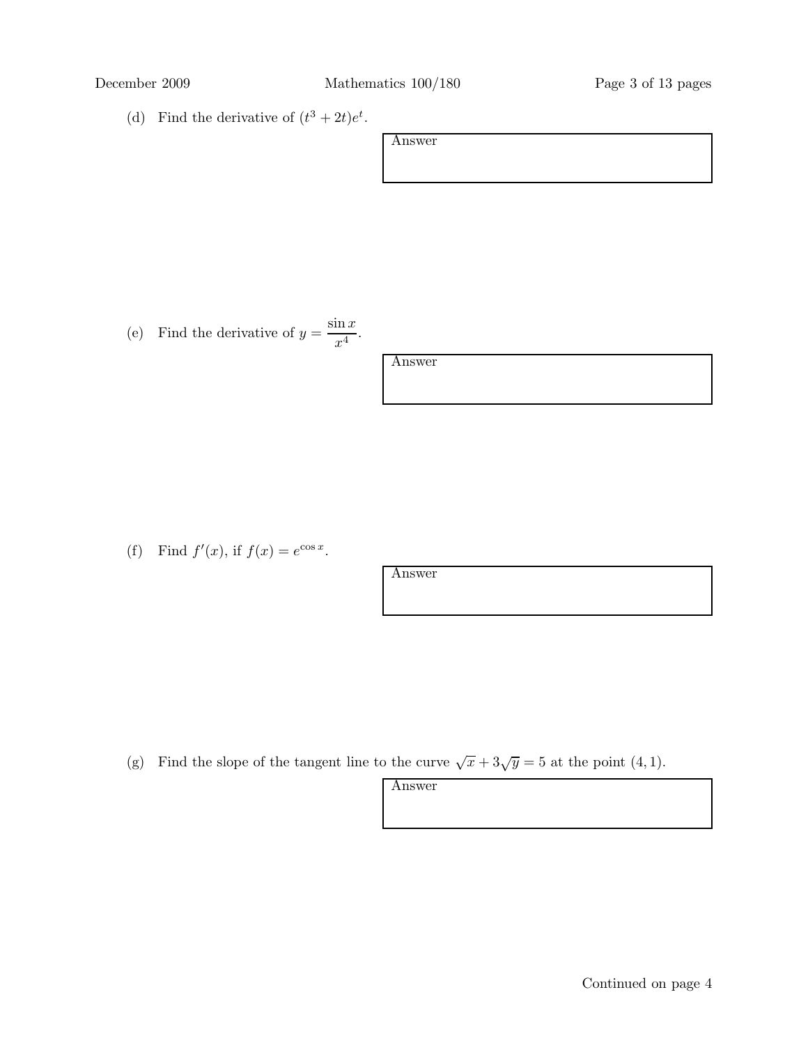(d) Find the derivative of $(t^3 + 2t)e^t$.

Answer

(e) Find the derivative of $y = \dfrac{\sin x}{x^4}$.

Answer

(f) Find $f'(x)$, if $f(x) = e^{\cos x}$.

Answer

(g) Find the slope of the tangent line to the curve $\sqrt{x} + 3\sqrt{y} = 5$ at the point $(4, 1)$.

Answer

Continued on page 4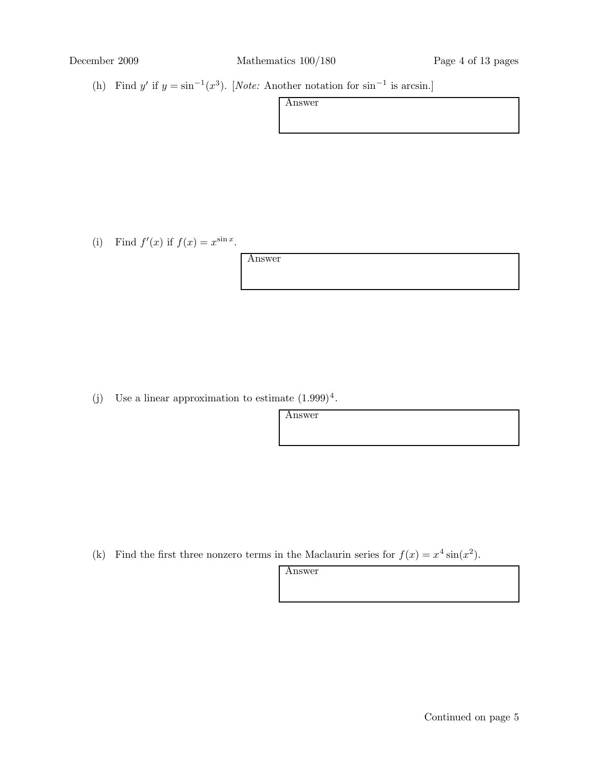(h) Find $y'$ if $y = \sin^{-1}(x^3)$. [*Note:* Another notation for $\sin^{-1}$ is arcsin.]

| Answer |
|---|
| |

(i) Find $f'(x)$ if $f(x) = x^{\sin x}$.

| Answer |
|---|
| |

(j) Use a linear approximation to estimate $(1.999)^4$.

| Answer |
|---|
| |

(k) Find the first three nonzero terms in the Maclaurin series for $f(x) = x^4 \sin(x^2)$.

| Answer |
|---|
| |

Continued on page 5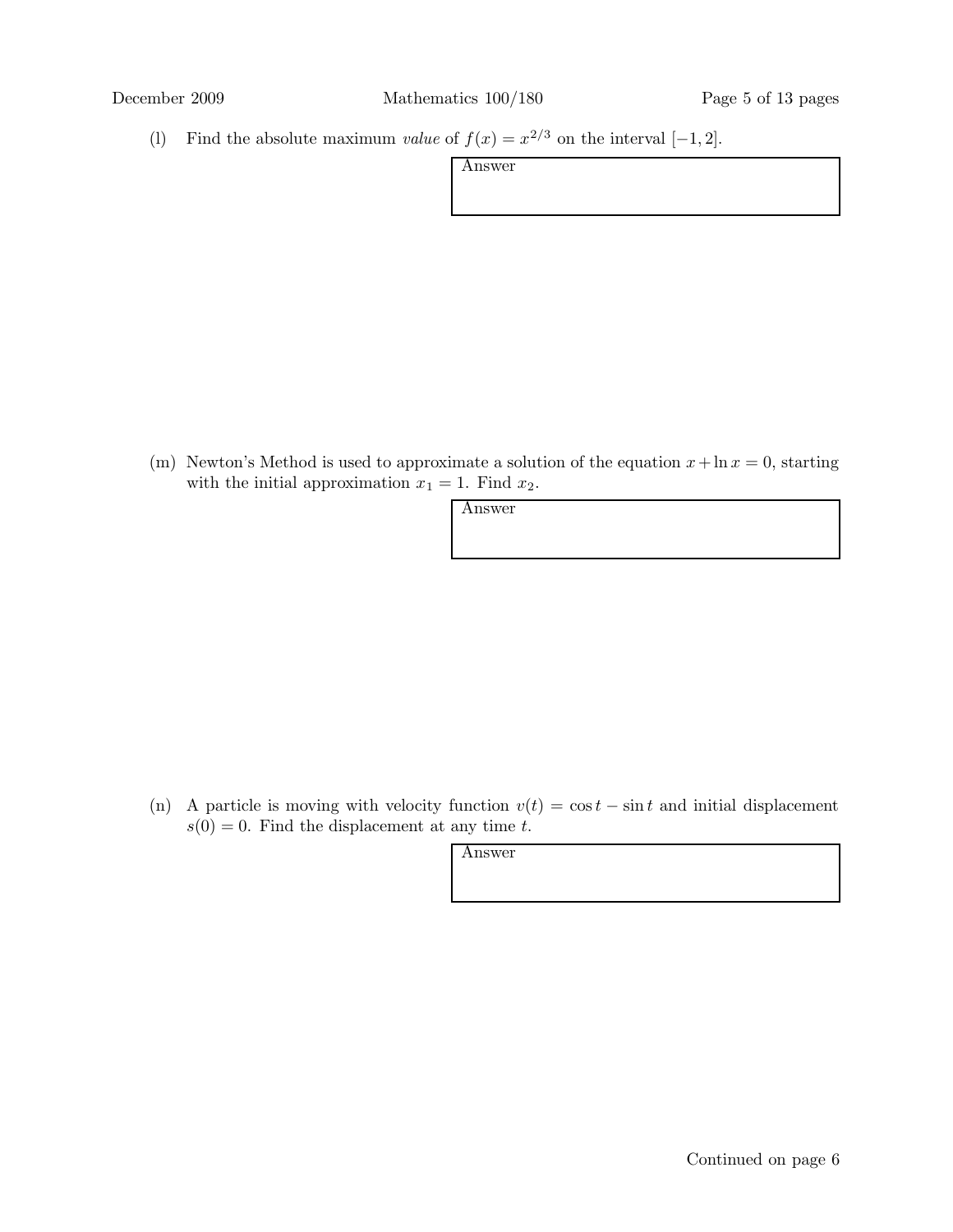(l) Find the absolute maximum *value* of $f(x) = x^{2/3}$ on the interval $[-1, 2]$.

| Answer |
| --- |
| |

(m) Newton's Method is used to approximate a solution of the equation $x + \ln x = 0$, starting with the initial approximation $x_1 = 1$. Find $x_2$.

| Answer |
| --- |
| |

(n) A particle is moving with velocity function $v(t) = \cos t - \sin t$ and initial displacement $s(0) = 0$. Find the displacement at any time $t$.

| Answer |
| --- |
| |

Continued on page 6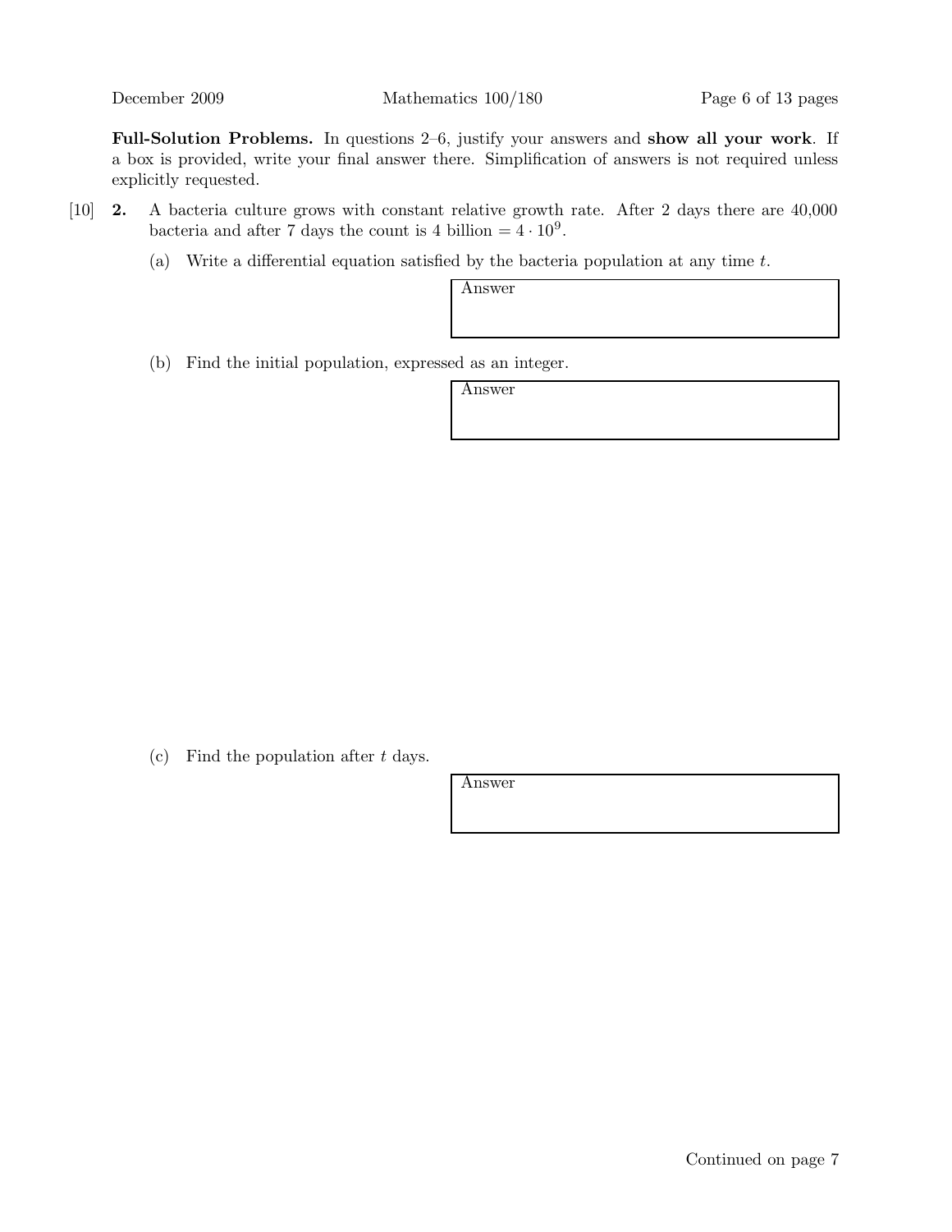**Full-Solution Problems.** In questions 2–6, justify your answers and **show all your work**. If a box is provided, write your final answer there. Simplification of answers is not required unless explicitly requested.

[10] **2.** A bacteria culture grows with constant relative growth rate. After 2 days there are 40,000 bacteria and after 7 days the count is 4 billion $= 4 \cdot 10^9$.

(a) Write a differential equation satisfied by the bacteria population at any time $t$.

| Answer |
| --- |
| |

(b) Find the initial population, expressed as an integer.

| Answer |
| --- |
| |

(c) Find the population after $t$ days.

| Answer |
| --- |
| |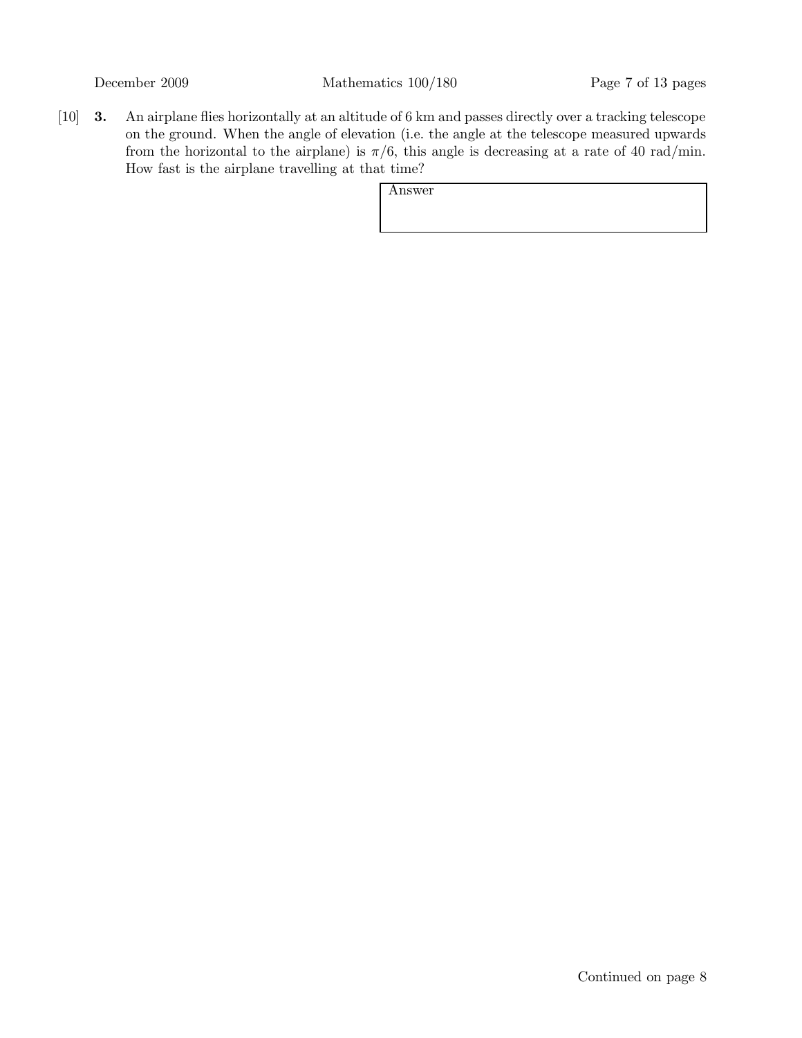[10] **3.** An airplane flies horizontally at an altitude of 6 km and passes directly over a tracking telescope on the ground. When the angle of elevation (i.e. the angle at the telescope measured upwards from the horizontal to the airplane) is $\pi/6$, this angle is decreasing at a rate of 40 rad/min. How fast is the airplane travelling at that time?

| Answer |
|---|
| |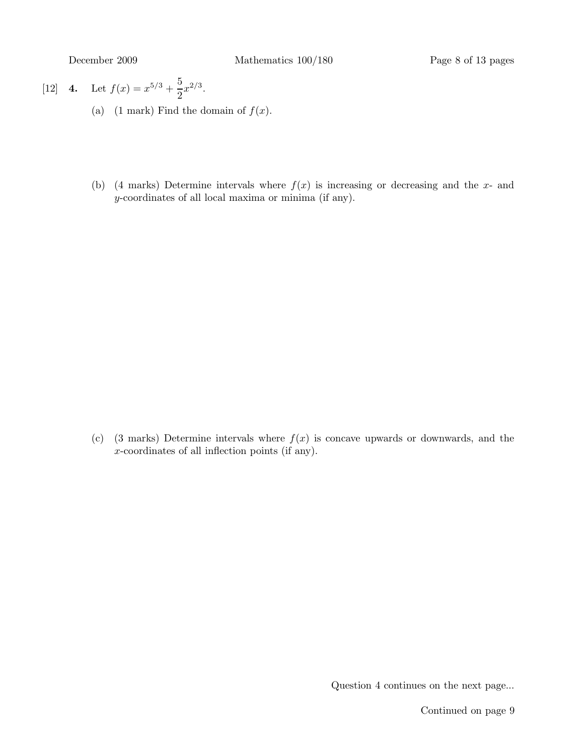[12] **4.** Let $f(x) = x^{5/3} + \frac{5}{2}x^{2/3}$.

(a) (1 mark) Find the domain of $f(x)$.

(b) (4 marks) Determine intervals where $f(x)$ is increasing or decreasing and the $x$- and $y$-coordinates of all local maxima or minima (if any).

(c) (3 marks) Determine intervals where $f(x)$ is concave upwards or downwards, and the $x$-coordinates of all inflection points (if any).

Question 4 continues on the next page...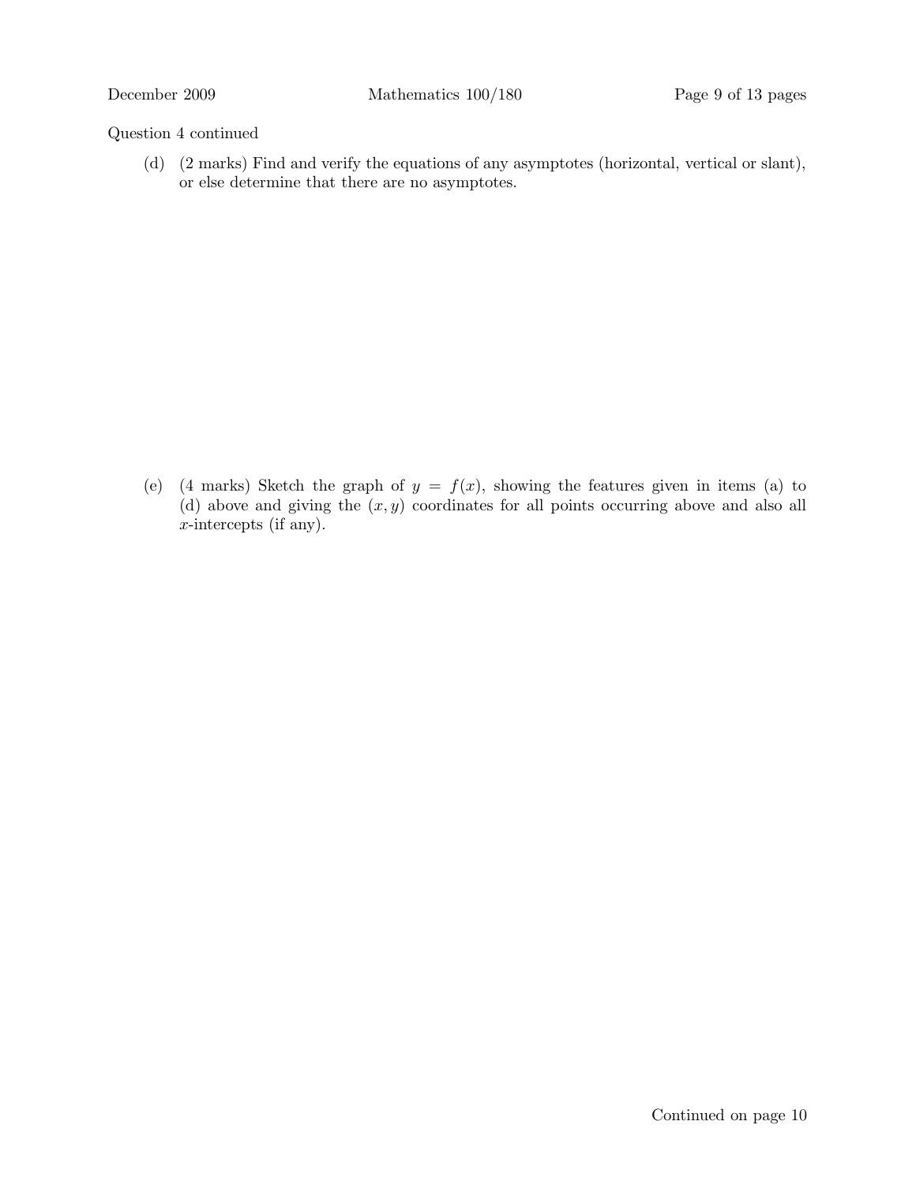Question 4 continued

(d) (2 marks) Find and verify the equations of any asymptotes (horizontal, vertical or slant), or else determine that there are no asymptotes.

(e) (4 marks) Sketch the graph of $y = f(x)$, showing the features given in items (a) to (d) above and giving the $(x, y)$ coordinates for all points occurring above and also all $x$-intercepts (if any).

Continued on page 10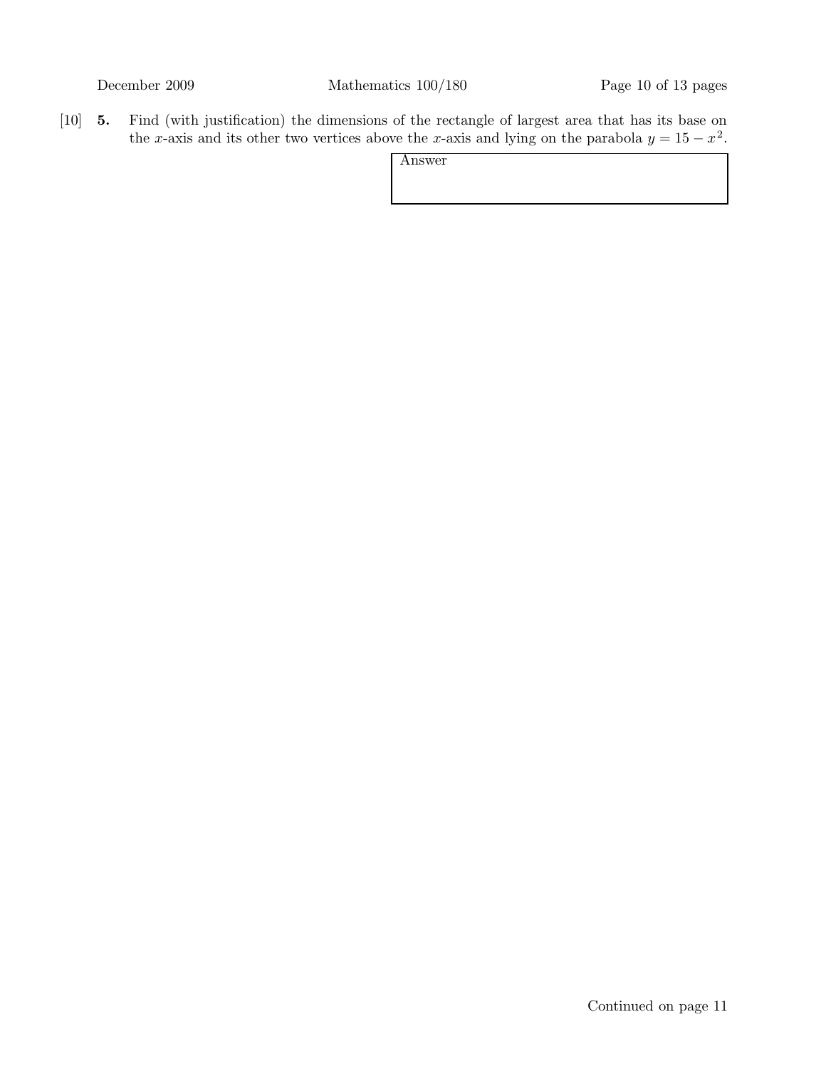[10] **5.** Find (with justification) the dimensions of the rectangle of largest area that has its base on the $x$-axis and its other two vertices above the $x$-axis and lying on the parabola $y = 15 - x^2$.

| Answer |
|---|
| |

Continued on page 11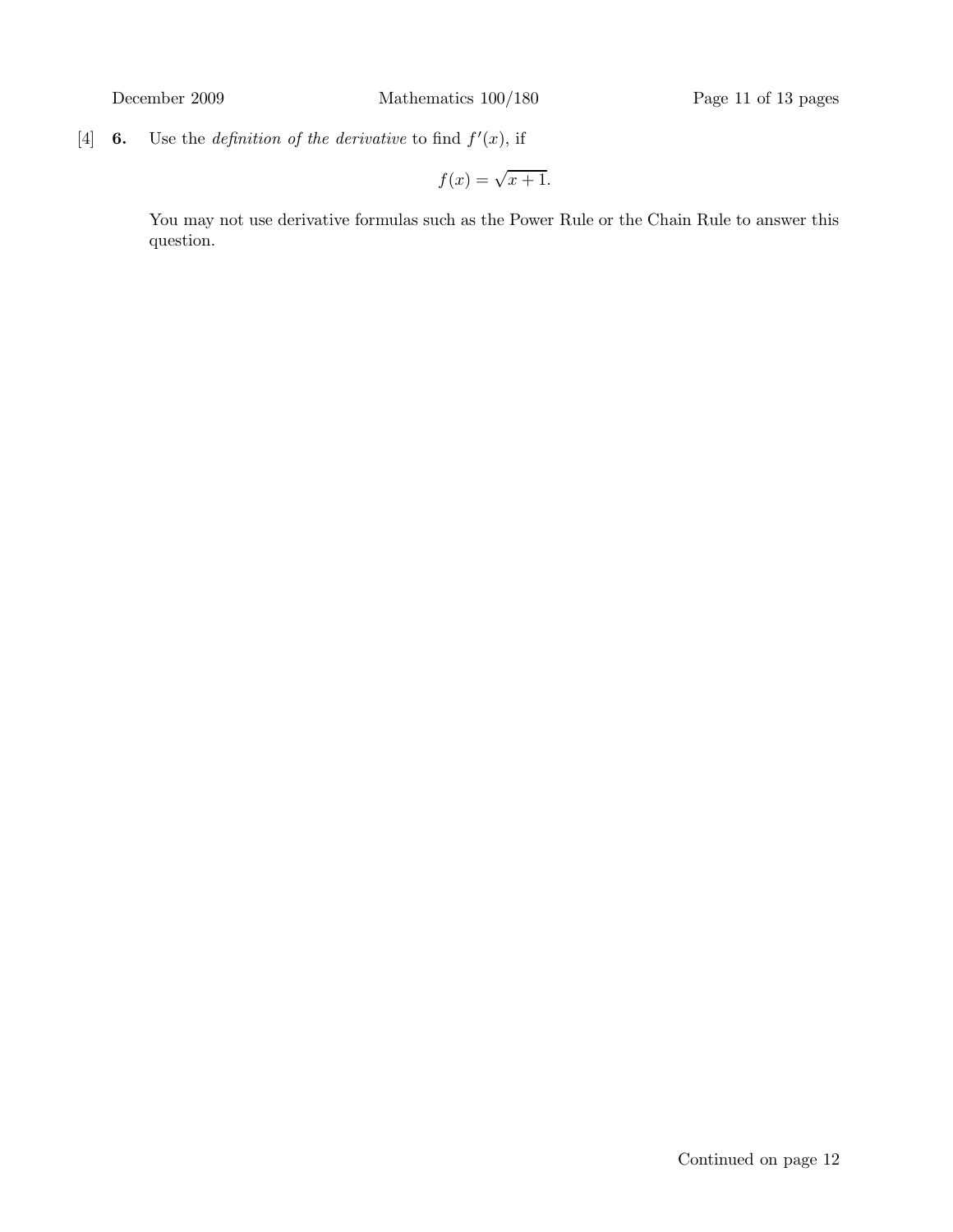[4] **6.** Use the *definition of the derivative* to find $f'(x)$, if

$$f(x) = \sqrt{x+1}.$$

You may not use derivative formulas such as the Power Rule or the Chain Rule to answer this question.

Continued on page 12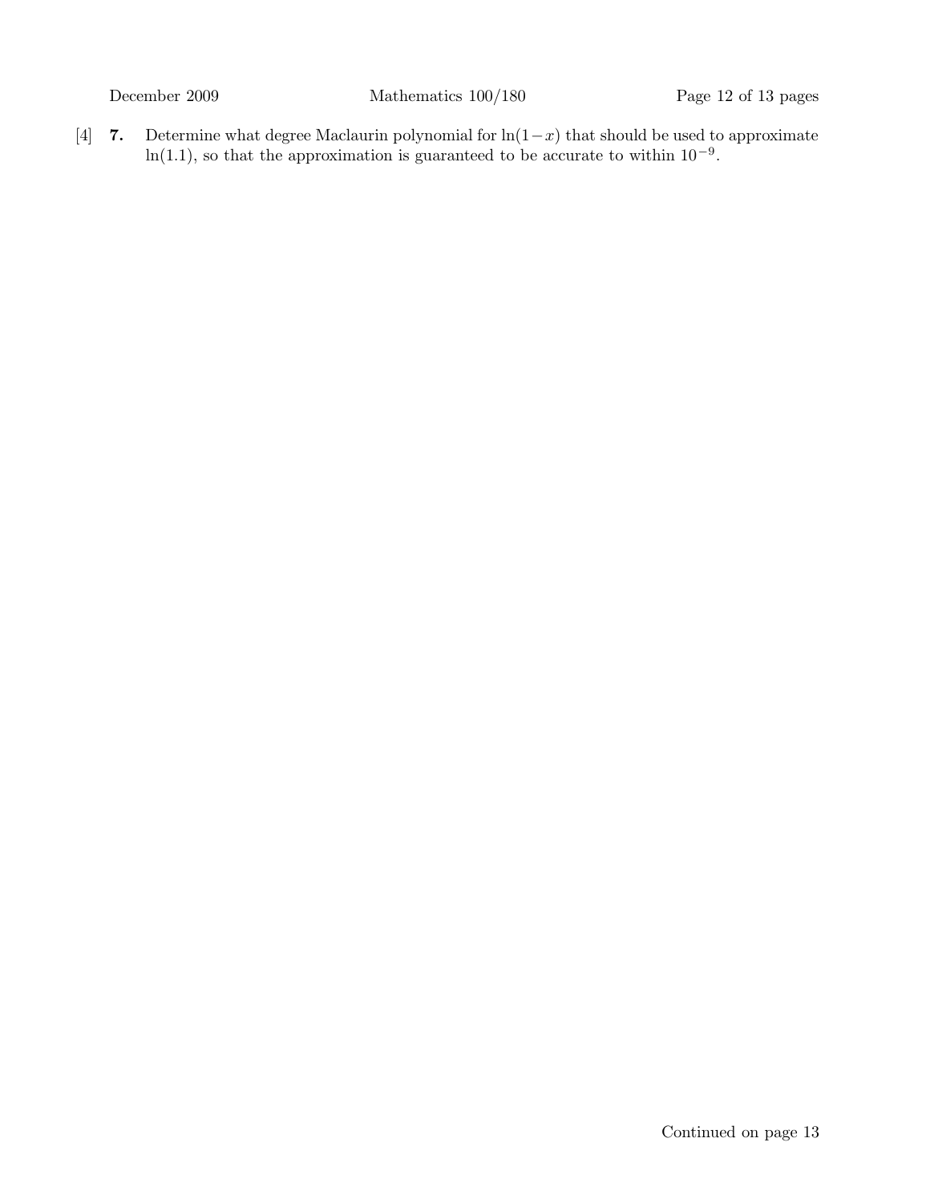[4] **7.** Determine what degree Maclaurin polynomial for $\ln(1-x)$ that should be used to approximate $\ln(1.1)$, so that the approximation is guaranteed to be accurate to within $10^{-9}$.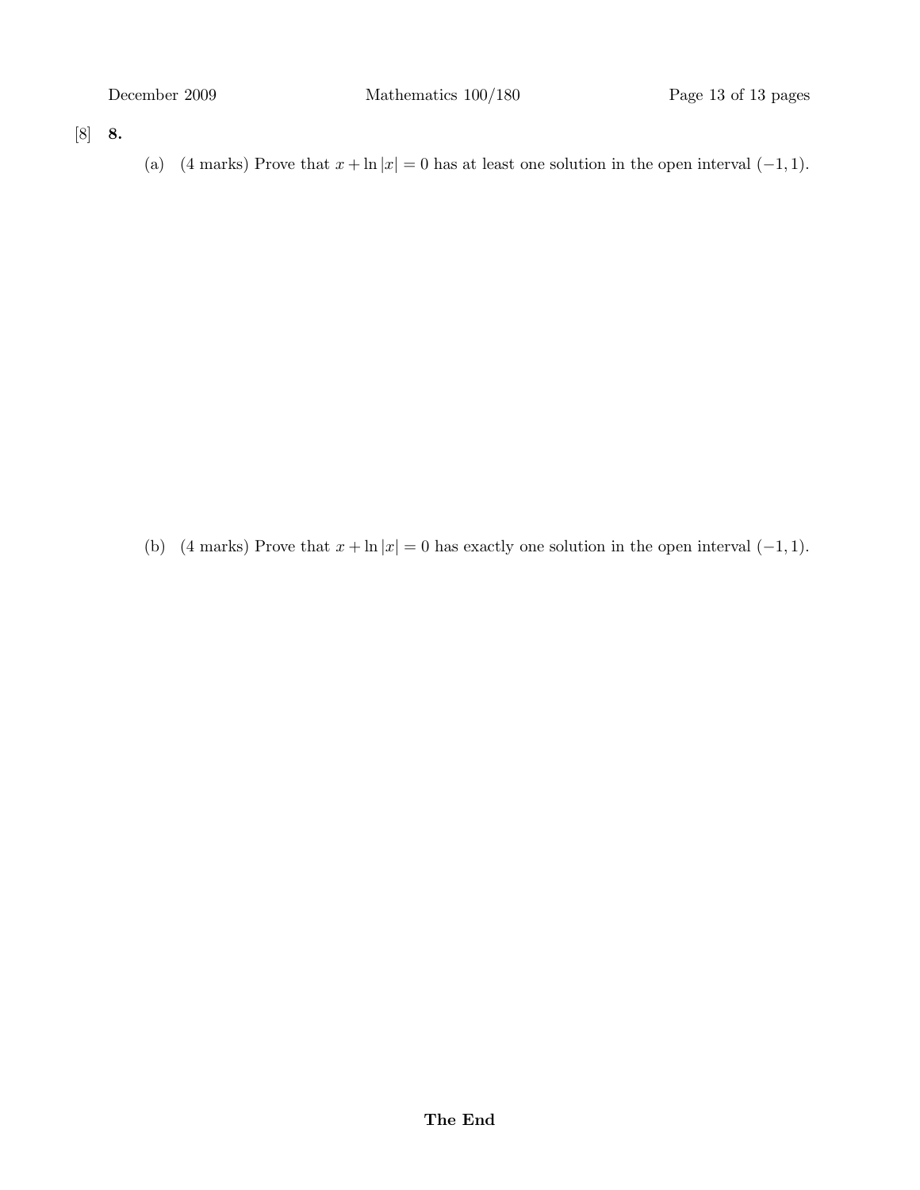[8] **8.**

(a) (4 marks) Prove that $x + \ln|x| = 0$ has at least one solution in the open interval $(-1, 1)$.

(b) (4 marks) Prove that $x + \ln|x| = 0$ has exactly one solution in the open interval $(-1, 1)$.

**The End**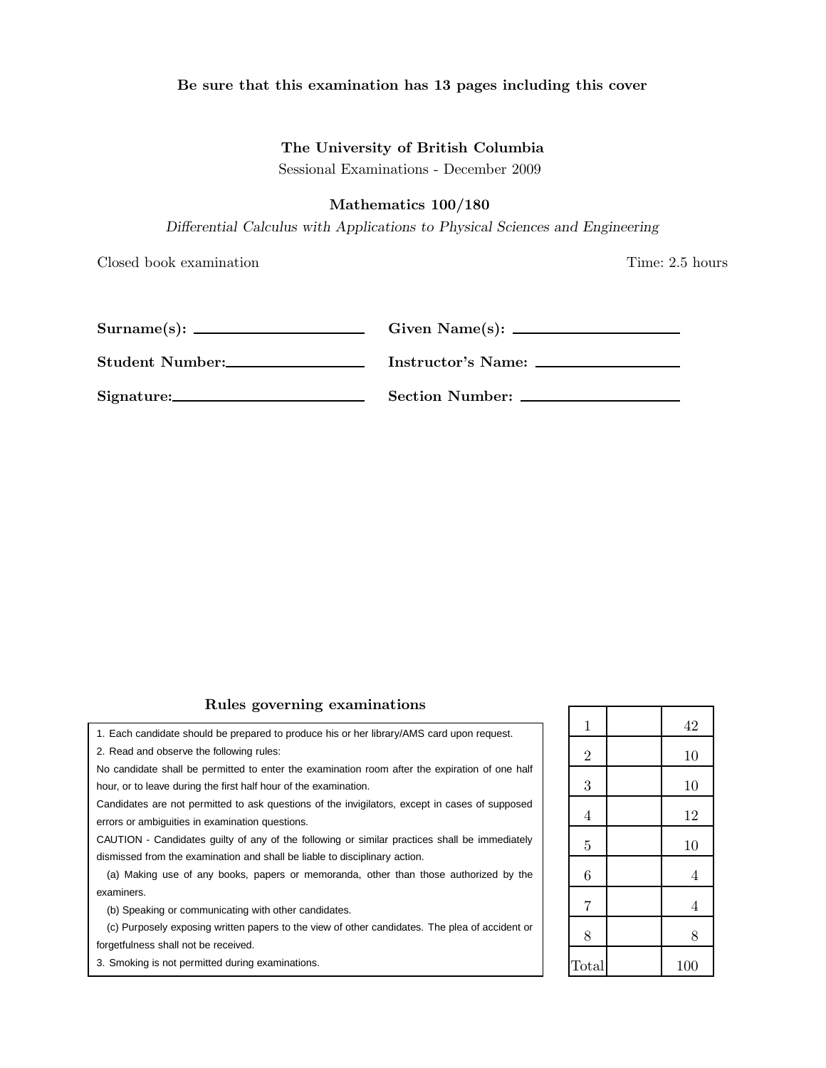**Be sure that this examination has 13 pages including this cover**

**The University of British Columbia**

Sessional Examinations - December 2009

**Mathematics 100/180**

*Differential Calculus with Applications to Physical Sciences and Engineering*

Closed book examination

Time: 2.5 hours

**Surname(s):** ____________________ **Given Name(s):** ____________________

**Student Number:** ____________________ **Instructor's Name:** ____________________

**Signature:** ____________________ **Section Number:** ____________________

### Rules governing examinations

1. Each candidate should be prepared to produce his or her library/AMS card upon request.
2. Read and observe the following rules:

No candidate shall be permitted to enter the examination room after the expiration of one half hour, or to leave during the first half hour of the examination.

Candidates are not permitted to ask questions of the invigilators, except in cases of supposed errors or ambiguities in examination questions.

CAUTION - Candidates guilty of any of the following or similar practices shall be immediately dismissed from the examination and shall be liable to disciplinary action.

(a) Making use of any books, papers or memoranda, other than those authorized by the examiners.

(b) Speaking or communicating with other candidates.

(c) Purposely exposing written papers to the view of other candidates. The plea of accident or forgetfulness shall not be received.

3. Smoking is not permitted during examinations.

| | | |
|---|---|---|
| 1 | | 42 |
| 2 | | 10 |
| 3 | | 10 |
| 4 | | 12 |
| 5 | | 10 |
| 6 | | 4 |
| 7 | | 4 |
| 8 | | 8 |
| Total | | 100 |